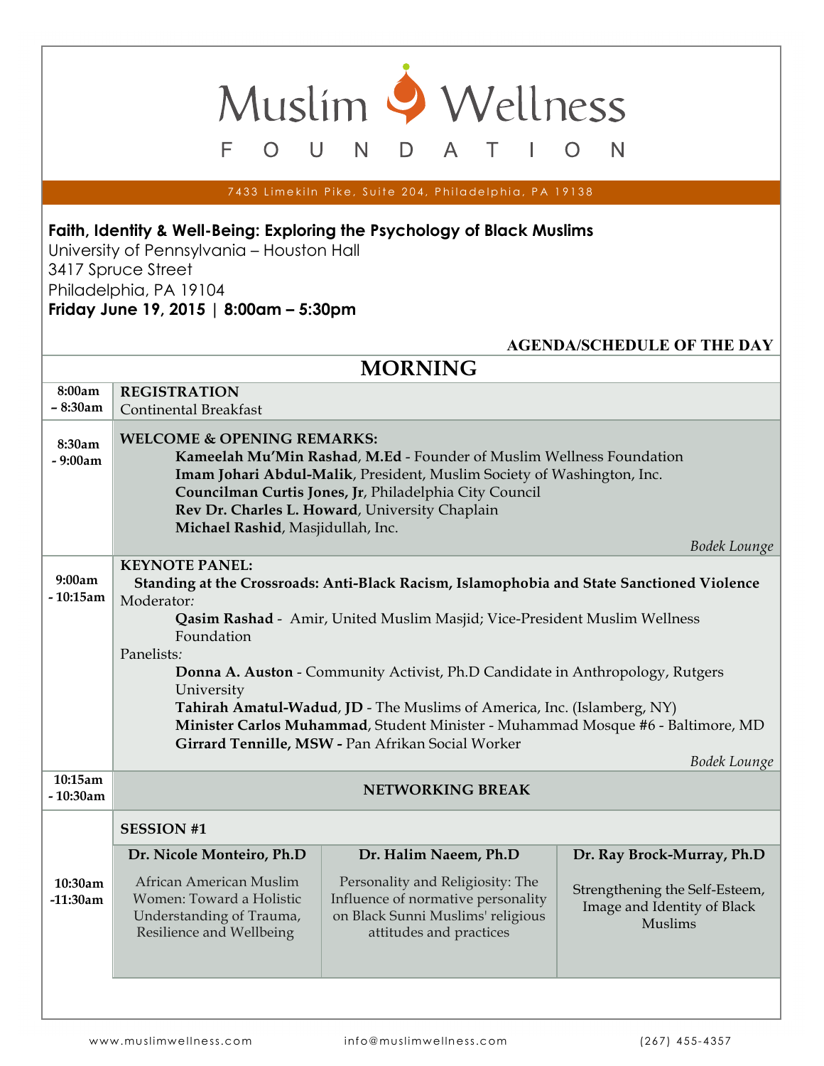# Muslim Wellness FOUNDATION

7433 Limekiln Pike, Suite 204, Philadelphia, PA 19138

**Faith, Identity & Well-Being: Exploring the Psychology of Black Muslims**
University of Pennsylvania – Houston Hall
3417 Spruce Street
Philadelphia, PA 19104
**Friday June 19, 2015 | 8:00am – 5:30pm**

**AGENDA/SCHEDULE OF THE DAY**

## MORNING

**8:00am – 8:30am**

**REGISTRATION**
Continental Breakfast

**8:30am - 9:00am**

**WELCOME & OPENING REMARKS:**

- **Kameelah Mu'Min Rashad**, **M.Ed** - Founder of Muslim Wellness Foundation
- **Imam Johari Abdul-Malik**, President, Muslim Society of Washington, Inc.
- **Councilman Curtis Jones, Jr**, Philadelphia City Council
- **Rev Dr. Charles L. Howard**, University Chaplain
- **Michael Rashid**, Masjidullah, Inc.

*Bodek Lounge*

**9:00am - 10:15am**

**KEYNOTE PANEL:**
**Standing at the Crossroads: Anti-Black Racism, Islamophobia and State Sanctioned Violence**

Moderator*:*

- **Qasim Rashad** - Amir, United Muslim Masjid; Vice-President Muslim Wellness Foundation

Panelists*:*

- **Donna A. Auston** - Community Activist, Ph.D Candidate in Anthropology, Rutgers University
- **Tahirah Amatul-Wadud**, **JD** - The Muslims of America, Inc. (Islamberg, NY)
- **Minister Carlos Muhammad**, Student Minister - Muhammad Mosque #6 - Baltimore, MD
- **Girrard Tennille, MSW -** Pan Afrikan Social Worker

*Bodek Lounge*

**10:15am - 10:30am**

**NETWORKING BREAK**

**10:30am -11:30am**

**SESSION #1**

| Dr. Nicole Monteiro, Ph.D | Dr. Halim Naeem, Ph.D | Dr. Ray Brock-Murray, Ph.D |
|---|---|---|
| African American Muslim Women: Toward a Holistic Understanding of Trauma, Resilience and Wellbeing | Personality and Religiosity: The Influence of normative personality on Black Sunni Muslims' religious attitudes and practices | Strengthening the Self-Esteem, Image and Identity of Black Muslims |

www.muslimwellness.com | info@muslimwellness.com | (267) 455-4357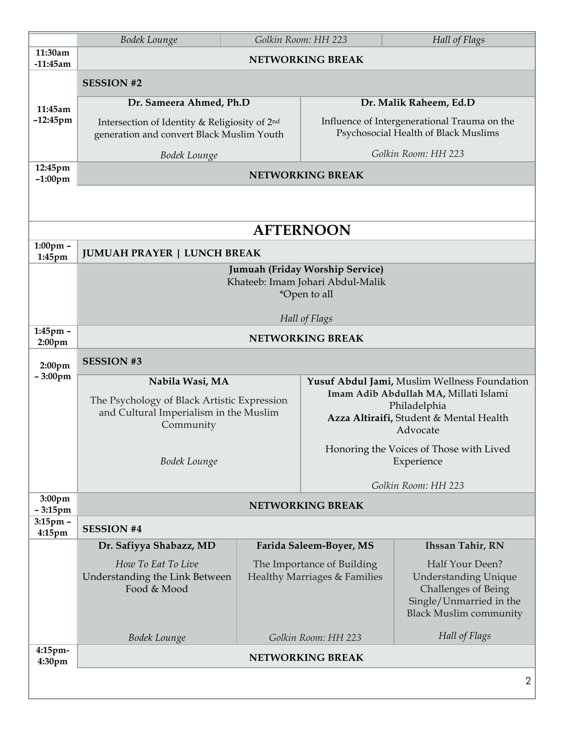| | Bodek Lounge | Golkin Room: HH 223 | Hall of Flags |
|---|---|---|---|
| 11:30am -11:45am | **NETWORKING BREAK** | | |
| 11:45am –12:45pm | **SESSION #2** | | |
| | **Dr. Sameera Ahmed, Ph.D**<br>Intersection of Identity & Religiosity of 2nd generation and convert Black Muslim Youth<br>*Bodek Lounge* | **Dr. Malik Raheem, Ed.D**<br>Influence of Intergenerational Trauma on the Psychosocial Health of Black Muslims<br>*Golkin Room: HH 223* | |
| 12:45pm –1:00pm | **NETWORKING BREAK** | | |

# AFTERNOON

| | | | |
|---|---|---|---|
| 1:00pm – 1:45pm | **JUMUAH PRAYER \| LUNCH BREAK** | | |
| | **Jumuah (Friday Worship Service)**<br>Khateeb: Imam Johari Abdul-Malik<br>*Open to all<br>*Hall of Flags* | | |
| 1:45pm – 2:00pm | **NETWORKING BREAK** | | |
| 2:00pm – 3:00pm | **SESSION #3** | | |
| | **Nabila Wasi, MA**<br>The Psychology of Black Artistic Expression and Cultural Imperialism in the Muslim Community<br>*Bodek Lounge* | **Yusuf Abdul Jami,** Muslim Wellness Foundation<br>**Imam Adib Abdullah MA,** Millati Islami Philadelphia<br>**Azza Altiraifi,** Student & Mental Health Advocate<br>Honoring the Voices of Those with Lived Experience<br>*Golkin Room: HH 223* | |
| 3:00pm – 3:15pm | **NETWORKING BREAK** | | |
| 3:15pm – 4:15pm | **SESSION #4** | | |
| | **Dr. Safiyya Shabazz, MD**<br>*How To Eat To Live*<br>Understanding the Link Between Food & Mood<br>*Bodek Lounge* | **Farida Saleem-Boyer, MS**<br>The Importance of Building Healthy Marriages & Families<br>*Golkin Room: HH 223* | **Ihssan Tahir, RN**<br>Half Your Deen? Understanding Unique Challenges of Being Single/Unmarried in the Black Muslim community<br>*Hall of Flags* |
| 4:15pm-4:30pm | **NETWORKING BREAK** | | |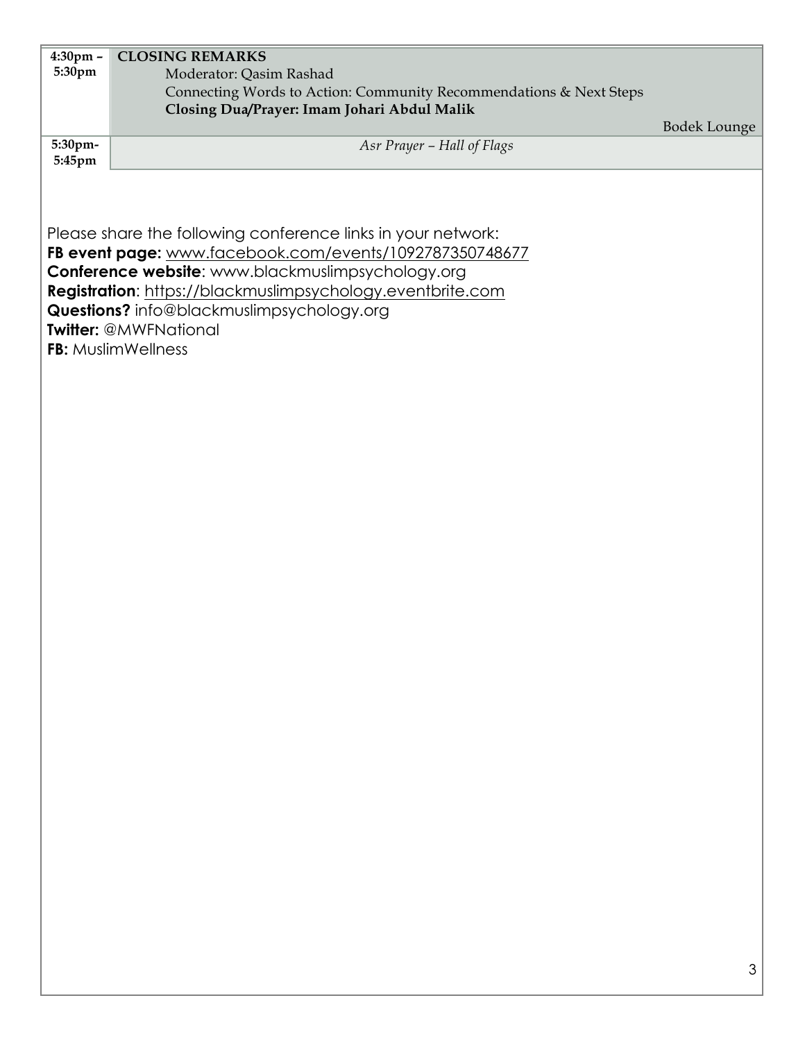| | |
|---|---|
| 4:30pm – 5:30pm | **CLOSING REMARKS**<br>Moderator: Qasim Rashad<br>Connecting Words to Action: Community Recommendations & Next Steps<br>**Closing Dua/Prayer: Imam Johari Abdul Malik**<br>Bodek Lounge |
| 5:30pm- 5:45pm | *Asr Prayer – Hall of Flags* |

Please share the following conference links in your network:
**FB event page:** www.facebook.com/events/1092787350748677
**Conference website**: www.blackmuslimpsychology.org
**Registration**: https://blackmuslimpsychology.eventbrite.com
**Questions?** info@blackmuslimpsychology.org
**Twitter:** @MWFNational
**FB:** MuslimWellness